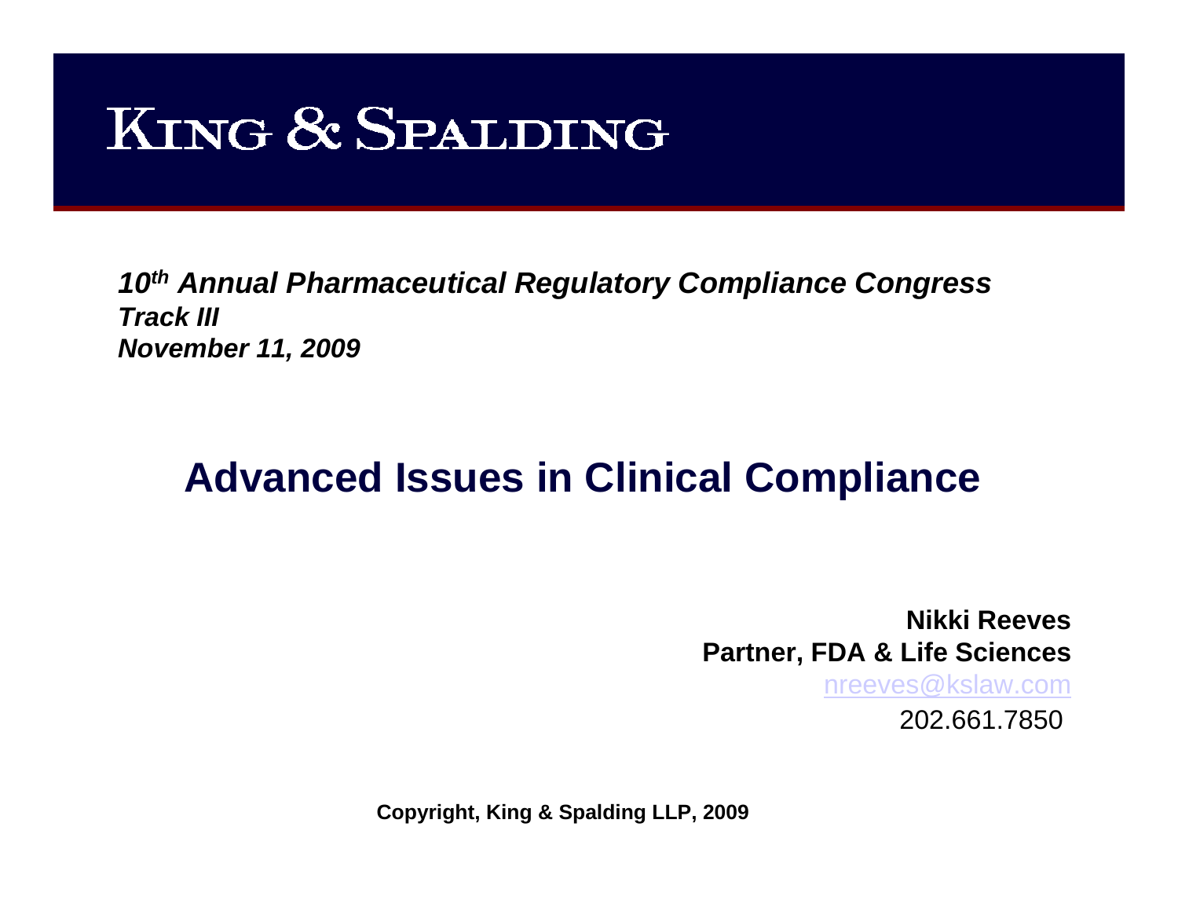KING & SPALDING

***10th Annual Pharmaceutical Regulatory Compliance Congress***
***Track III***
***November 11, 2009***

# Advanced Issues in Clinical Compliance

**Nikki Reeves**
**Partner, FDA & Life Sciences**
nreeves@kslaw.com
202.661.7850

**Copyright, King & Spalding LLP, 2009**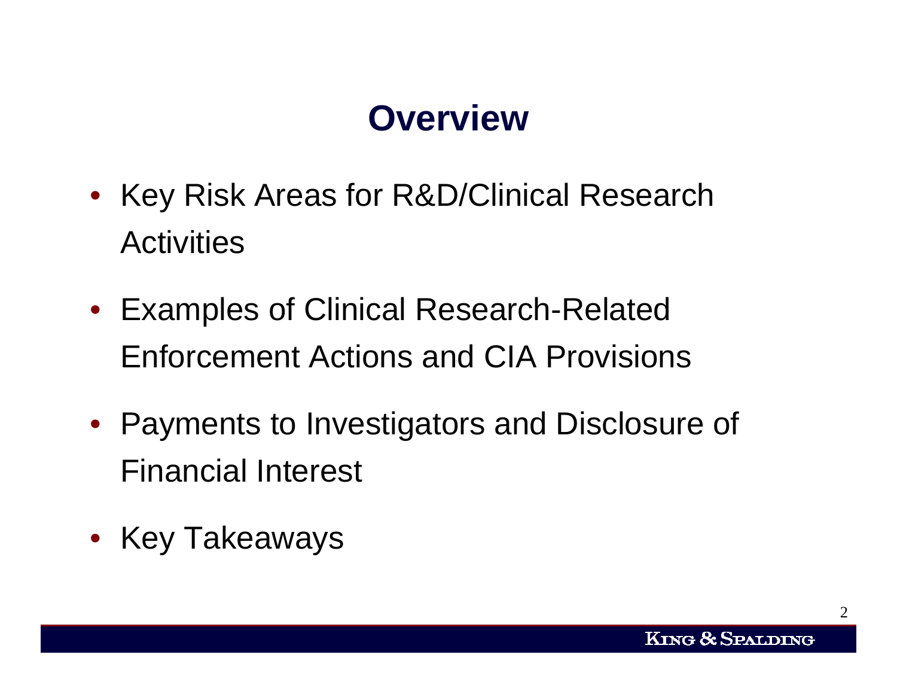# Overview

- Key Risk Areas for R&D/Clinical Research Activities
- Examples of Clinical Research-Related Enforcement Actions and CIA Provisions
- Payments to Investigators and Disclosure of Financial Interest
- Key Takeaways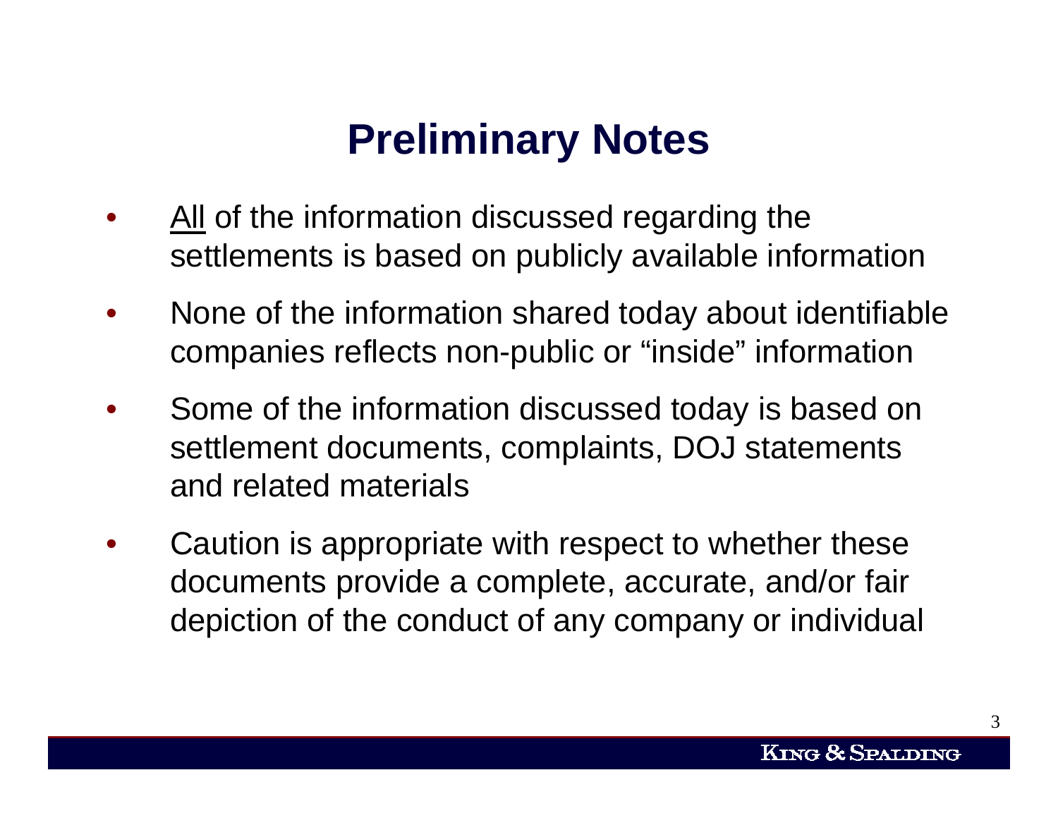# Preliminary Notes

- <u>All</u> of the information discussed regarding the settlements is based on publicly available information
- None of the information shared today about identifiable companies reflects non-public or "inside" information
- Some of the information discussed today is based on settlement documents, complaints, DOJ statements and related materials
- Caution is appropriate with respect to whether these documents provide a complete, accurate, and/or fair depiction of the conduct of any company or individual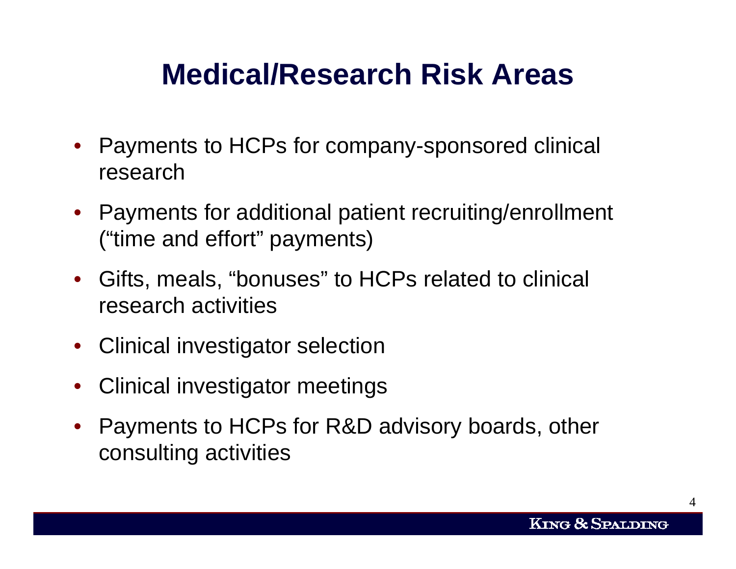# Medical/Research Risk Areas

- Payments to HCPs for company-sponsored clinical research
- Payments for additional patient recruiting/enrollment ("time and effort" payments)
- Gifts, meals, "bonuses" to HCPs related to clinical research activities
- Clinical investigator selection
- Clinical investigator meetings
- Payments to HCPs for R&D advisory boards, other consulting activities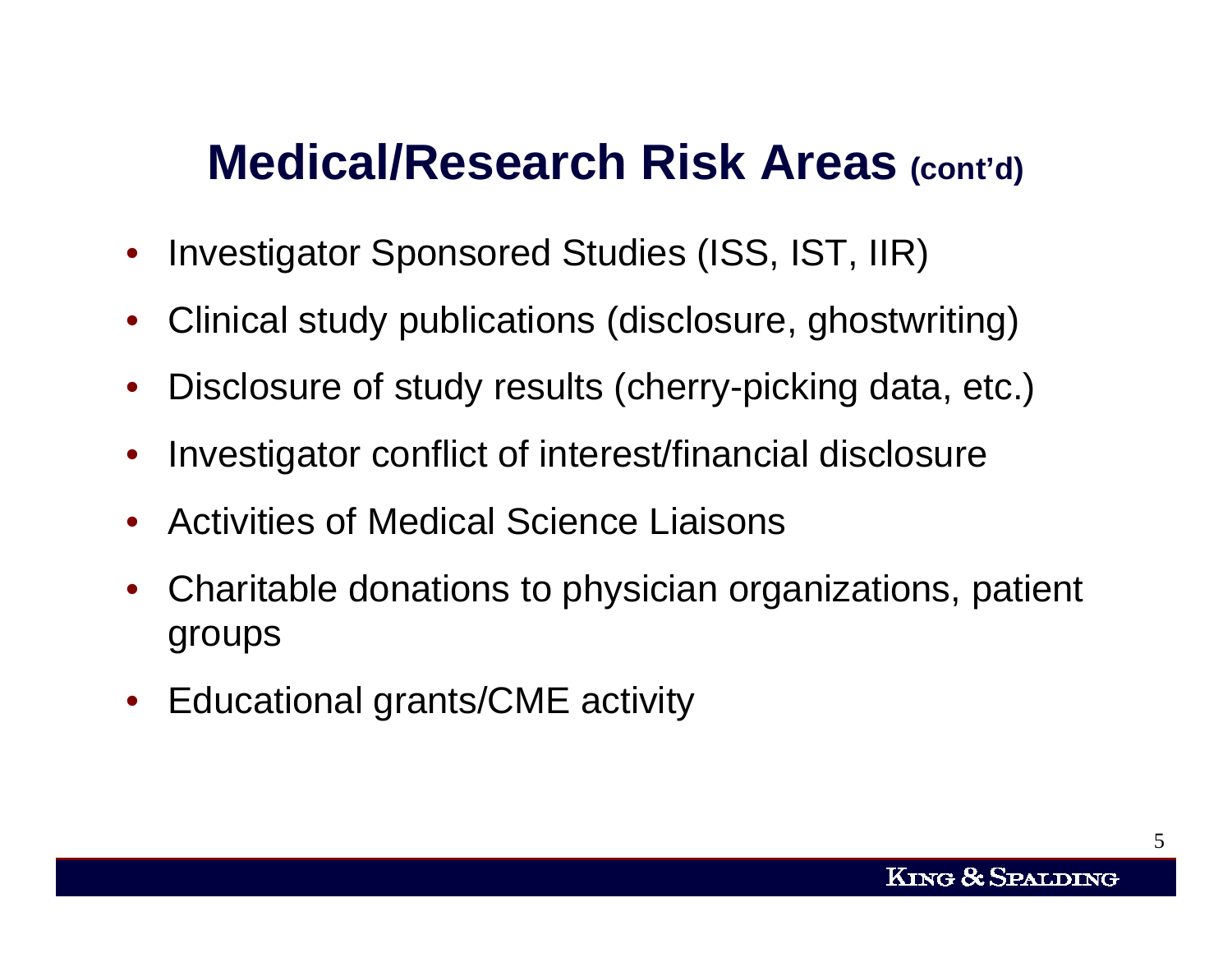# Medical/Research Risk Areas (cont'd)

- Investigator Sponsored Studies (ISS, IST, IIR)
- Clinical study publications (disclosure, ghostwriting)
- Disclosure of study results (cherry-picking data, etc.)
- Investigator conflict of interest/financial disclosure
- Activities of Medical Science Liaisons
- Charitable donations to physician organizations, patient groups
- Educational grants/CME activity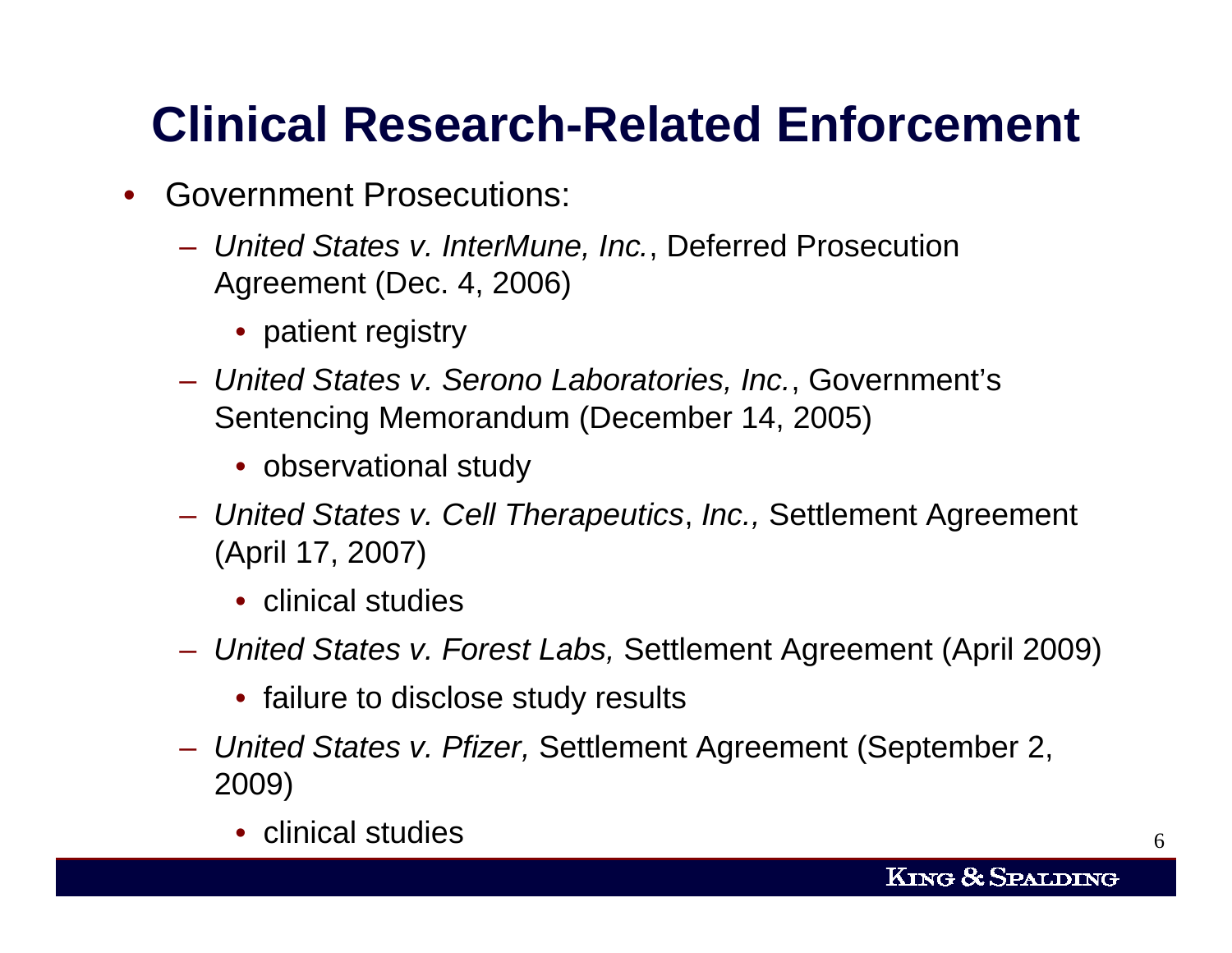# Clinical Research-Related Enforcement

- Government Prosecutions:
  - *United States v. InterMune, Inc.*, Deferred Prosecution Agreement (Dec. 4, 2006)
    - patient registry
  - *United States v. Serono Laboratories, Inc.*, Government's Sentencing Memorandum (December 14, 2005)
    - observational study
  - *United States v. Cell Therapeutics*, *Inc.,* Settlement Agreement (April 17, 2007)
    - clinical studies
  - *United States v. Forest Labs,* Settlement Agreement (April 2009)
    - failure to disclose study results
  - *United States v. Pfizer,* Settlement Agreement (September 2, 2009)
    - clinical studies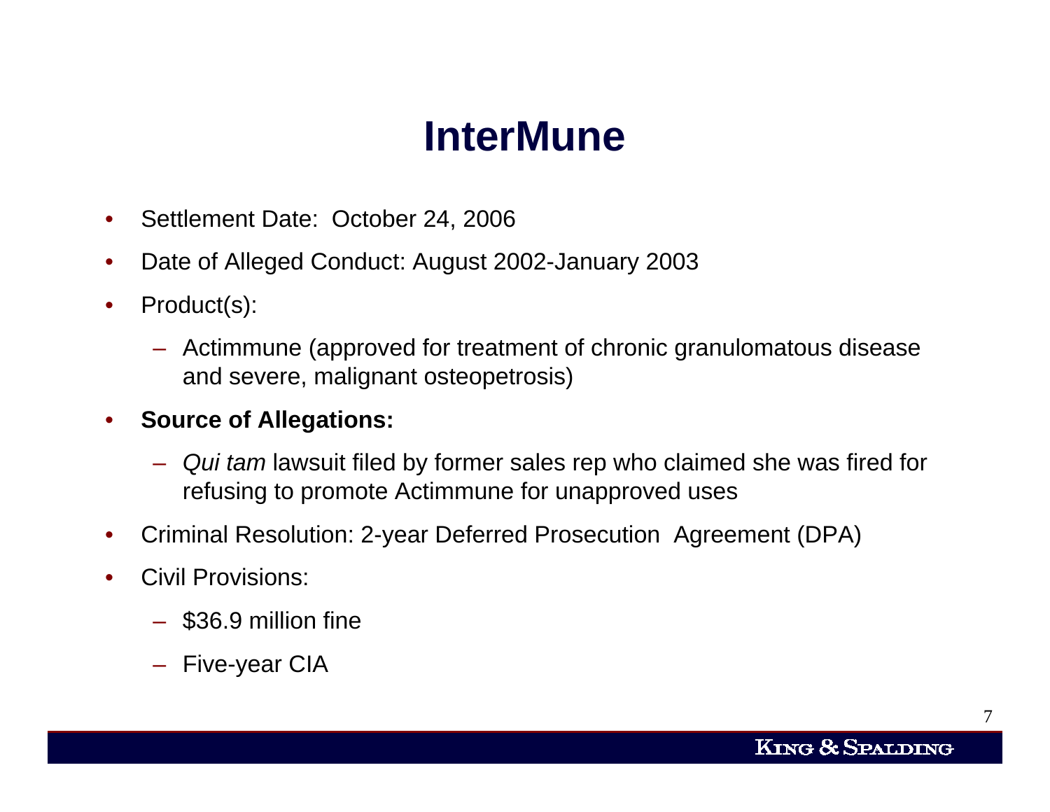# InterMune

- Settlement Date: October 24, 2006
- Date of Alleged Conduct: August 2002-January 2003
- Product(s):
  - Actimmune (approved for treatment of chronic granulomatous disease and severe, malignant osteopetrosis)
- **Source of Allegations:**
  - *Qui tam* lawsuit filed by former sales rep who claimed she was fired for refusing to promote Actimmune for unapproved uses
- Criminal Resolution: 2-year Deferred Prosecution Agreement (DPA)
- Civil Provisions:
  - $36.9 million fine
  - Five-year CIA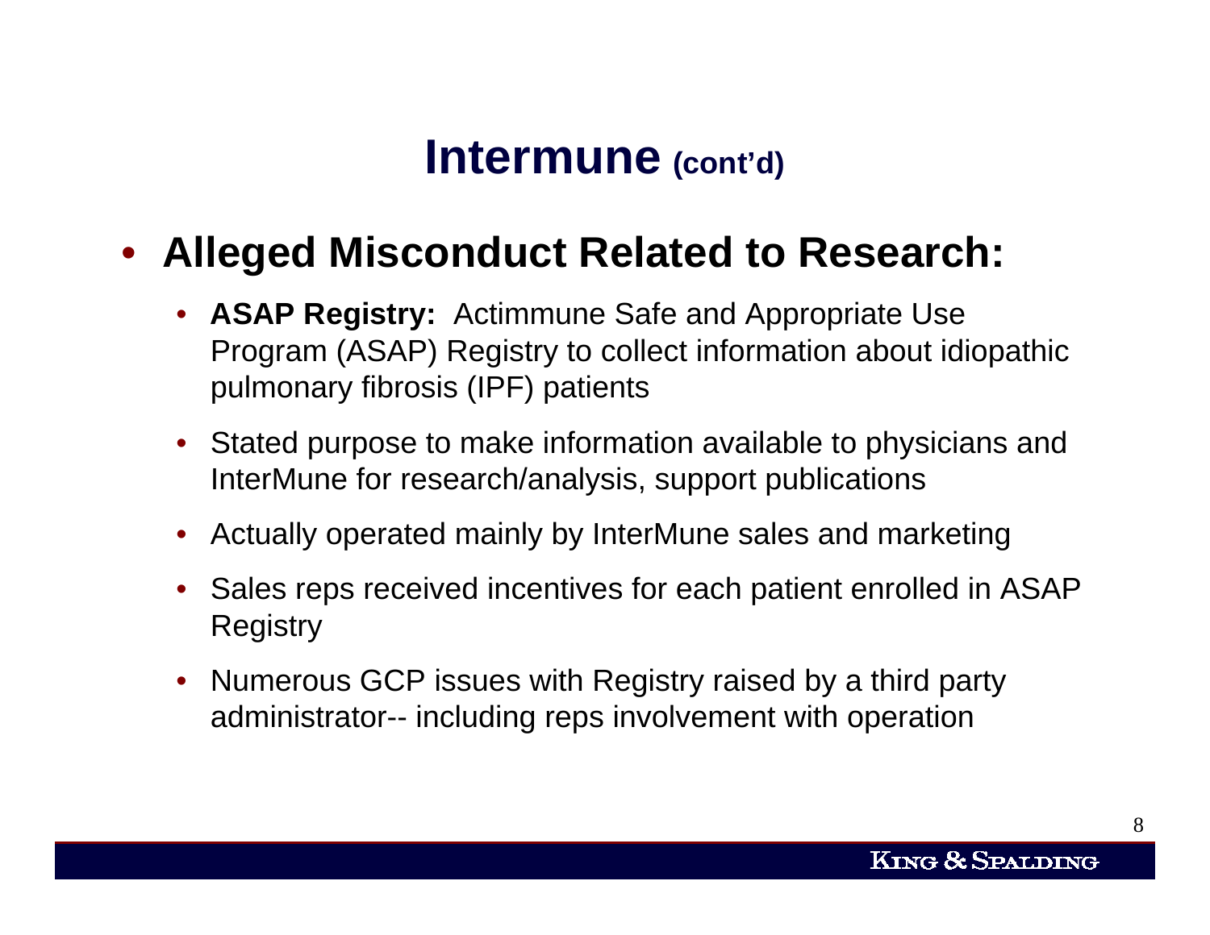# Intermune (cont'd)

- **Alleged Misconduct Related to Research:**
  - **ASAP Registry:** Actimmune Safe and Appropriate Use Program (ASAP) Registry to collect information about idiopathic pulmonary fibrosis (IPF) patients
  - Stated purpose to make information available to physicians and InterMune for research/analysis, support publications
  - Actually operated mainly by InterMune sales and marketing
  - Sales reps received incentives for each patient enrolled in ASAP Registry
  - Numerous GCP issues with Registry raised by a third party administrator-- including reps involvement with operation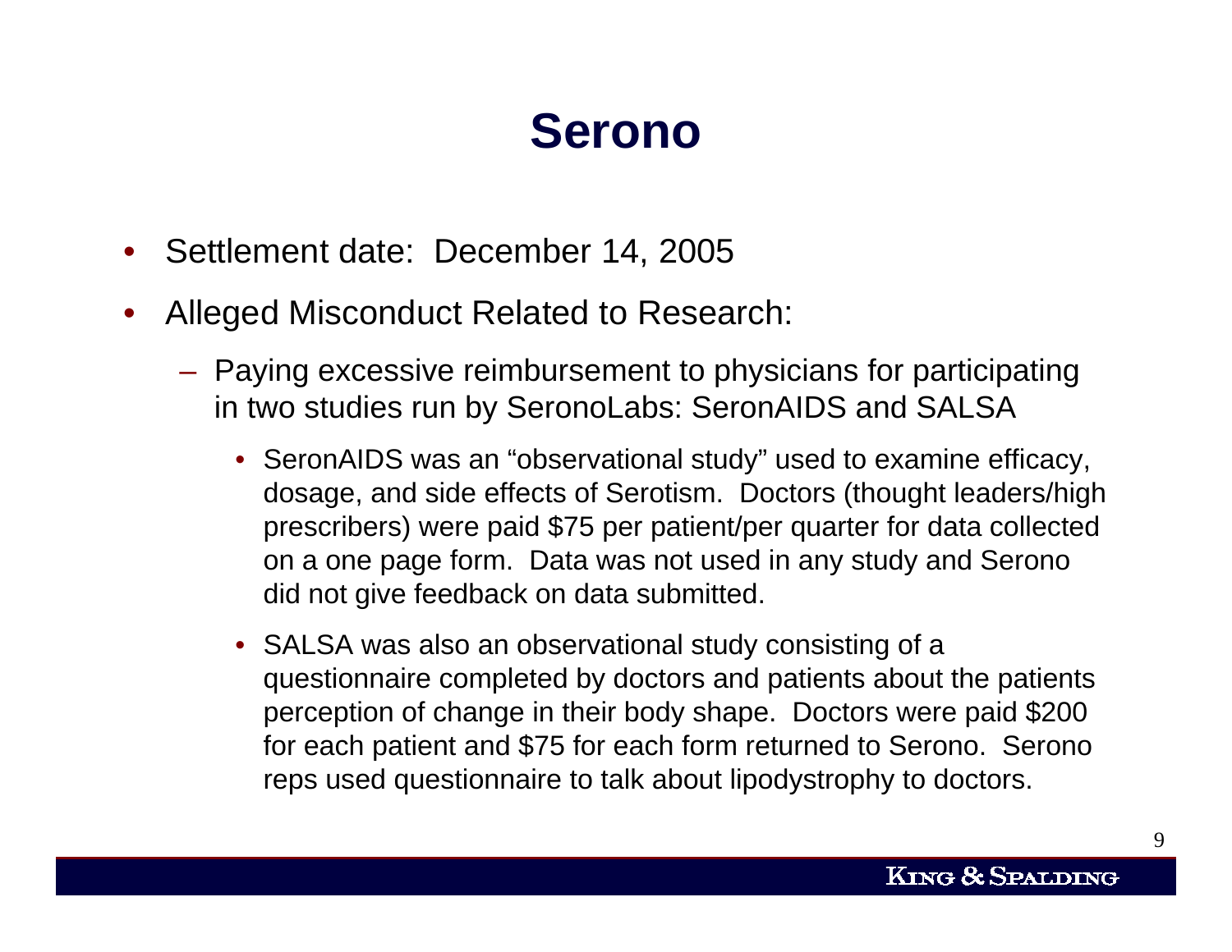# Serono

- Settlement date: December 14, 2005
- Alleged Misconduct Related to Research:
  - Paying excessive reimbursement to physicians for participating in two studies run by SeronoLabs: SeronAIDS and SALSA
    - SeronAIDS was an "observational study" used to examine efficacy, dosage, and side effects of Serotism. Doctors (thought leaders/high prescribers) were paid $75 per patient/per quarter for data collected on a one page form. Data was not used in any study and Serono did not give feedback on data submitted.
    - SALSA was also an observational study consisting of a questionnaire completed by doctors and patients about the patients perception of change in their body shape. Doctors were paid $200 for each patient and $75 for each form returned to Serono. Serono reps used questionnaire to talk about lipodystrophy to doctors.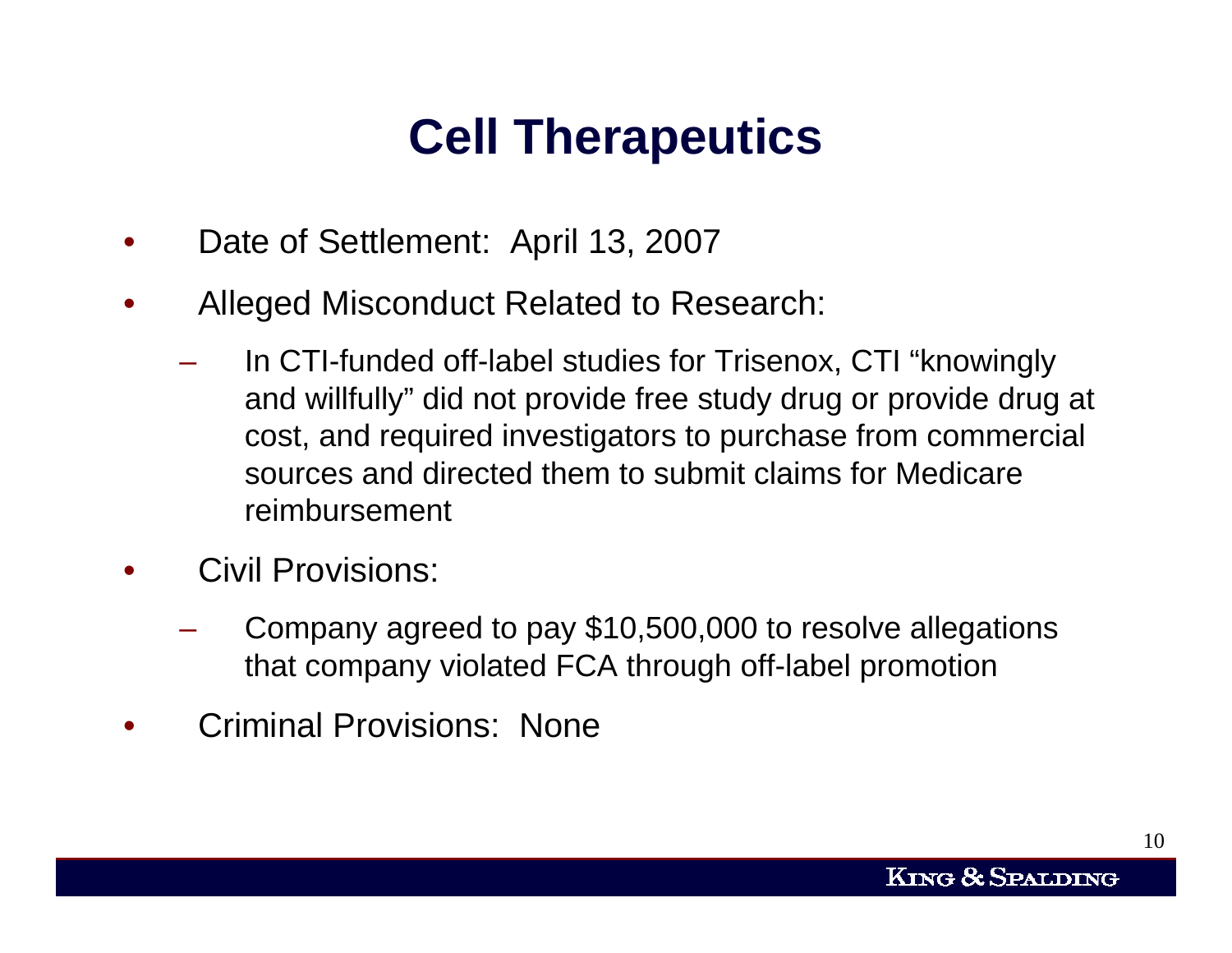# Cell Therapeutics

- Date of Settlement: April 13, 2007
- Alleged Misconduct Related to Research:
  - In CTI-funded off-label studies for Trisenox, CTI "knowingly and willfully" did not provide free study drug or provide drug at cost, and required investigators to purchase from commercial sources and directed them to submit claims for Medicare reimbursement
- Civil Provisions:
  - Company agreed to pay $10,500,000 to resolve allegations that company violated FCA through off-label promotion
- Criminal Provisions: None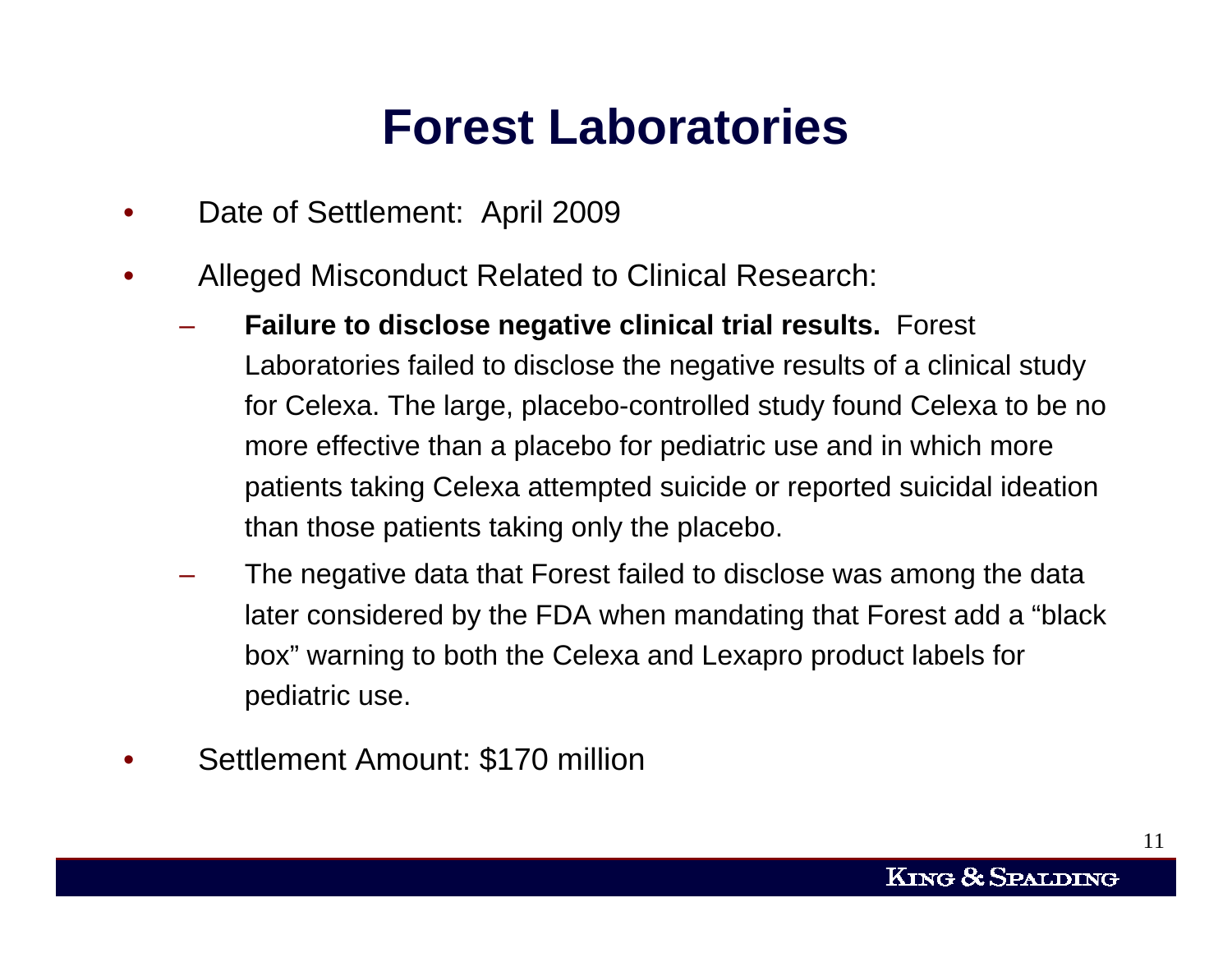# Forest Laboratories

- Date of Settlement: April 2009
- Alleged Misconduct Related to Clinical Research:
  - **Failure to disclose negative clinical trial results.** Forest Laboratories failed to disclose the negative results of a clinical study for Celexa. The large, placebo-controlled study found Celexa to be no more effective than a placebo for pediatric use and in which more patients taking Celexa attempted suicide or reported suicidal ideation than those patients taking only the placebo.
  - The negative data that Forest failed to disclose was among the data later considered by the FDA when mandating that Forest add a "black box" warning to both the Celexa and Lexapro product labels for pediatric use.
- Settlement Amount: $170 million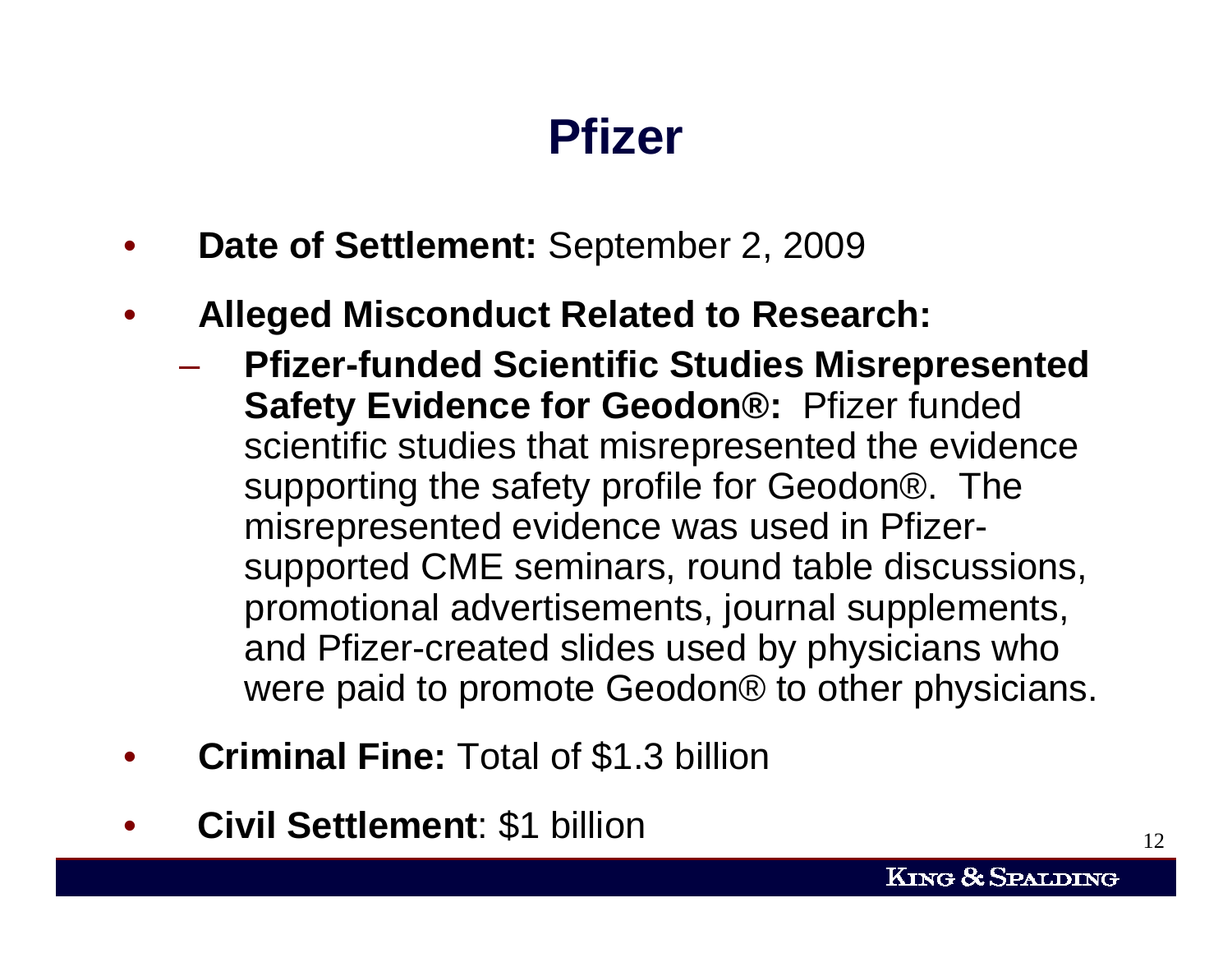# Pfizer

- **Date of Settlement:** September 2, 2009
- **Alleged Misconduct Related to Research:**
  - **Pfizer-funded Scientific Studies Misrepresented Safety Evidence for Geodon®:** Pfizer funded scientific studies that misrepresented the evidence supporting the safety profile for Geodon®. The misrepresented evidence was used in Pfizer-supported CME seminars, round table discussions, promotional advertisements, journal supplements, and Pfizer-created slides used by physicians who were paid to promote Geodon® to other physicians.
- **Criminal Fine:** Total of $1.3 billion
- **Civil Settlement**: $1 billion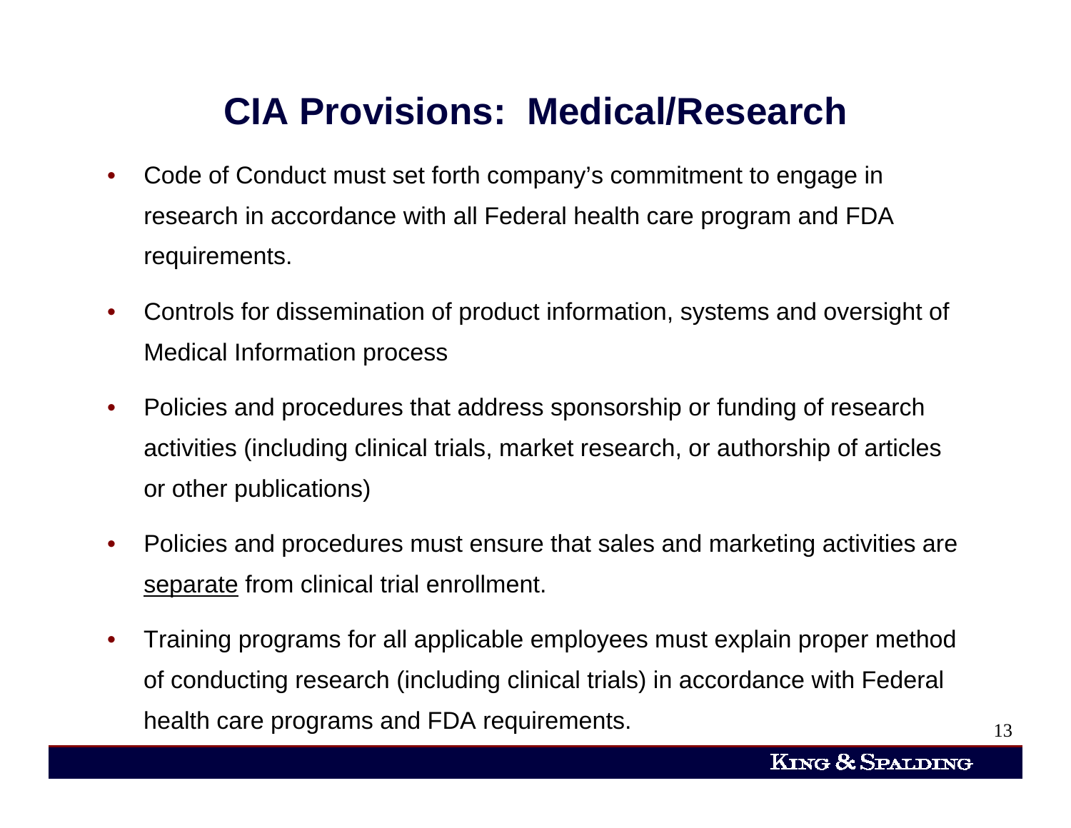# CIA Provisions: Medical/Research

- Code of Conduct must set forth company's commitment to engage in research in accordance with all Federal health care program and FDA requirements.
- Controls for dissemination of product information, systems and oversight of Medical Information process
- Policies and procedures that address sponsorship or funding of research activities (including clinical trials, market research, or authorship of articles or other publications)
- Policies and procedures must ensure that sales and marketing activities are <u>separate</u> from clinical trial enrollment.
- Training programs for all applicable employees must explain proper method of conducting research (including clinical trials) in accordance with Federal health care programs and FDA requirements.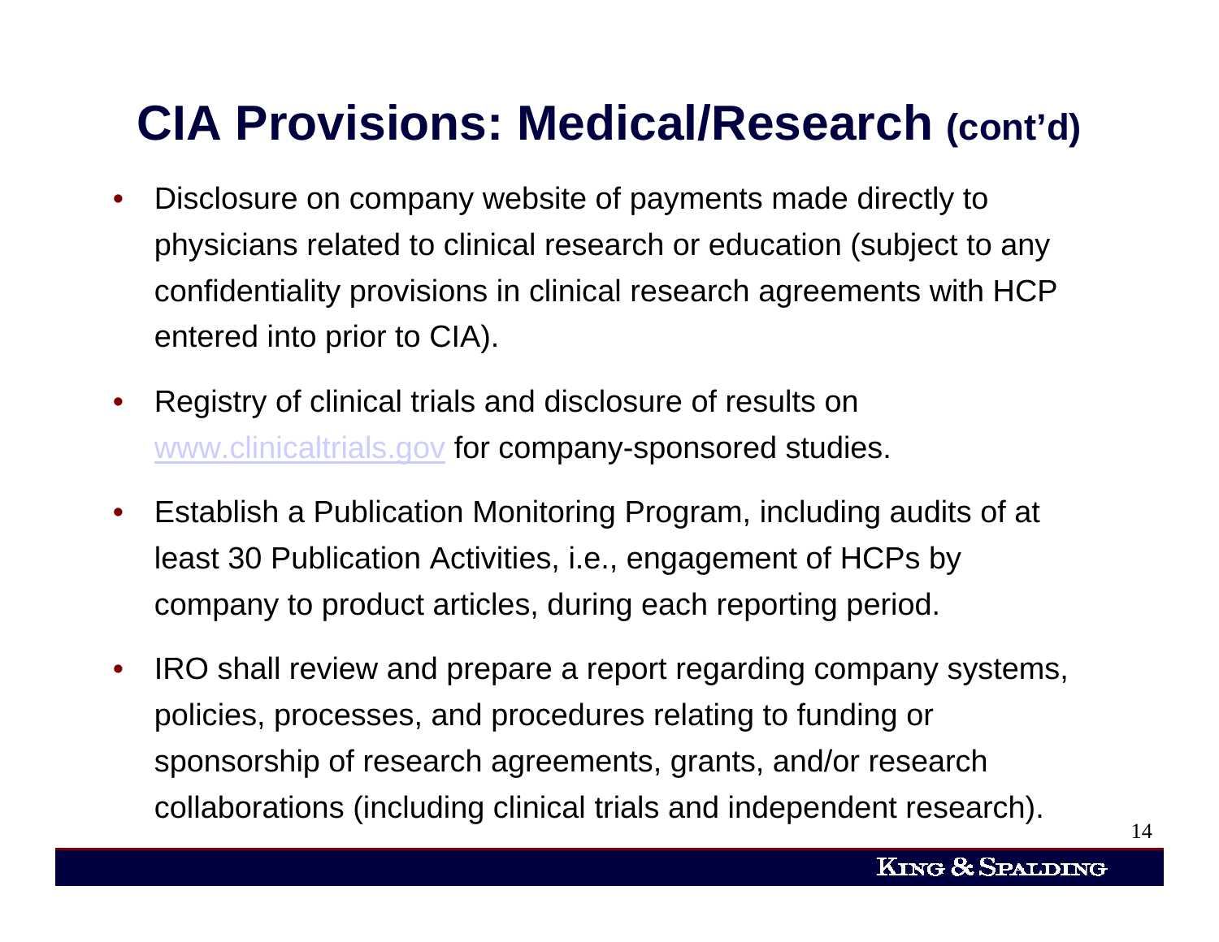# CIA Provisions: Medical/Research (cont'd)

- Disclosure on company website of payments made directly to physicians related to clinical research or education (subject to any confidentiality provisions in clinical research agreements with HCP entered into prior to CIA).
- Registry of clinical trials and disclosure of results on [www.clinicaltrials.gov](http://www.clinicaltrials.gov) for company-sponsored studies.
- Establish a Publication Monitoring Program, including audits of at least 30 Publication Activities, i.e., engagement of HCPs by company to product articles, during each reporting period.
- IRO shall review and prepare a report regarding company systems, policies, processes, and procedures relating to funding or sponsorship of research agreements, grants, and/or research collaborations (including clinical trials and independent research).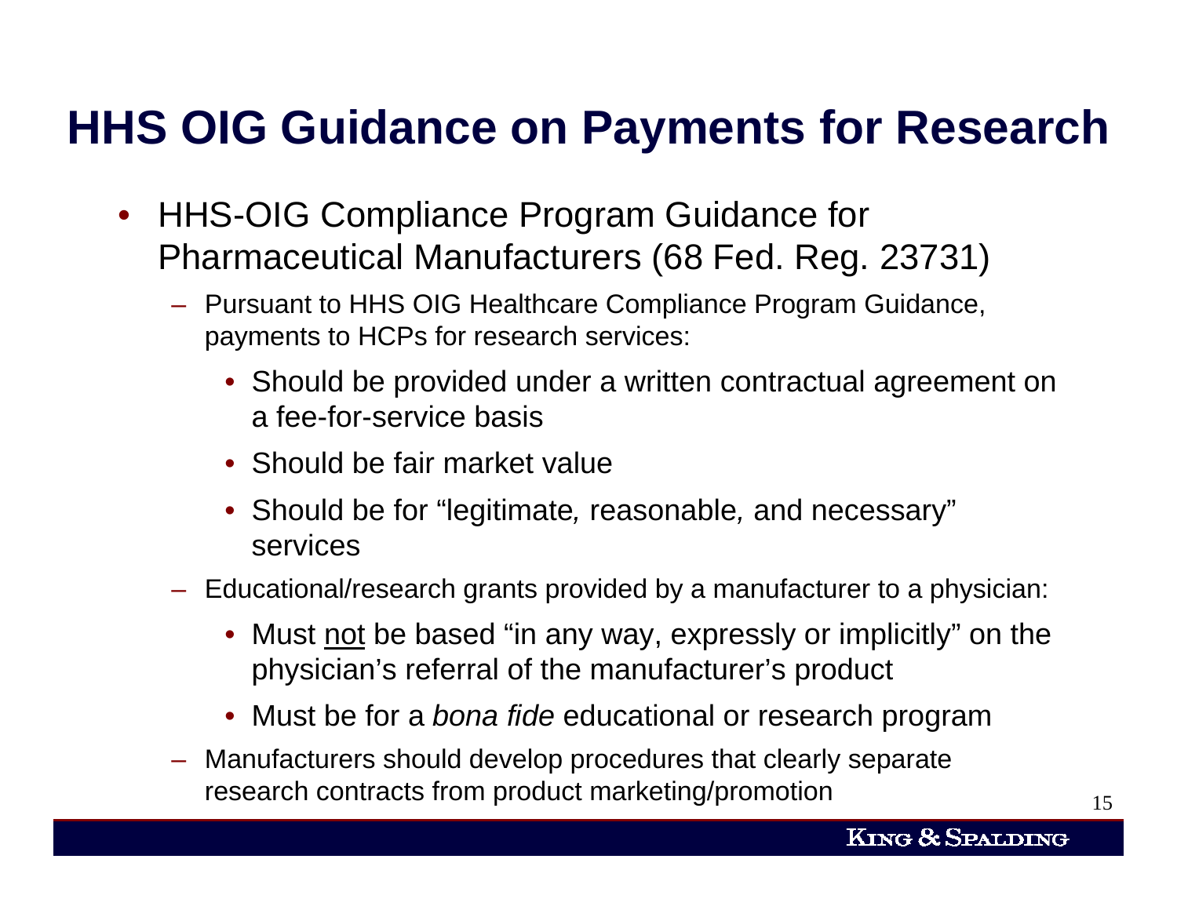# HHS OIG Guidance on Payments for Research

- HHS-OIG Compliance Program Guidance for Pharmaceutical Manufacturers (68 Fed. Reg. 23731)
  - Pursuant to HHS OIG Healthcare Compliance Program Guidance, payments to HCPs for research services:
    - Should be provided under a written contractual agreement on a fee-for-service basis
    - Should be fair market value
    - Should be for "legitimate, reasonable, and necessary" services
  - Educational/research grants provided by a manufacturer to a physician:
    - Must <u>not</u> be based "in any way, expressly or implicitly" on the physician's referral of the manufacturer's product
    - Must be for a *bona fide* educational or research program
  - Manufacturers should develop procedures that clearly separate research contracts from product marketing/promotion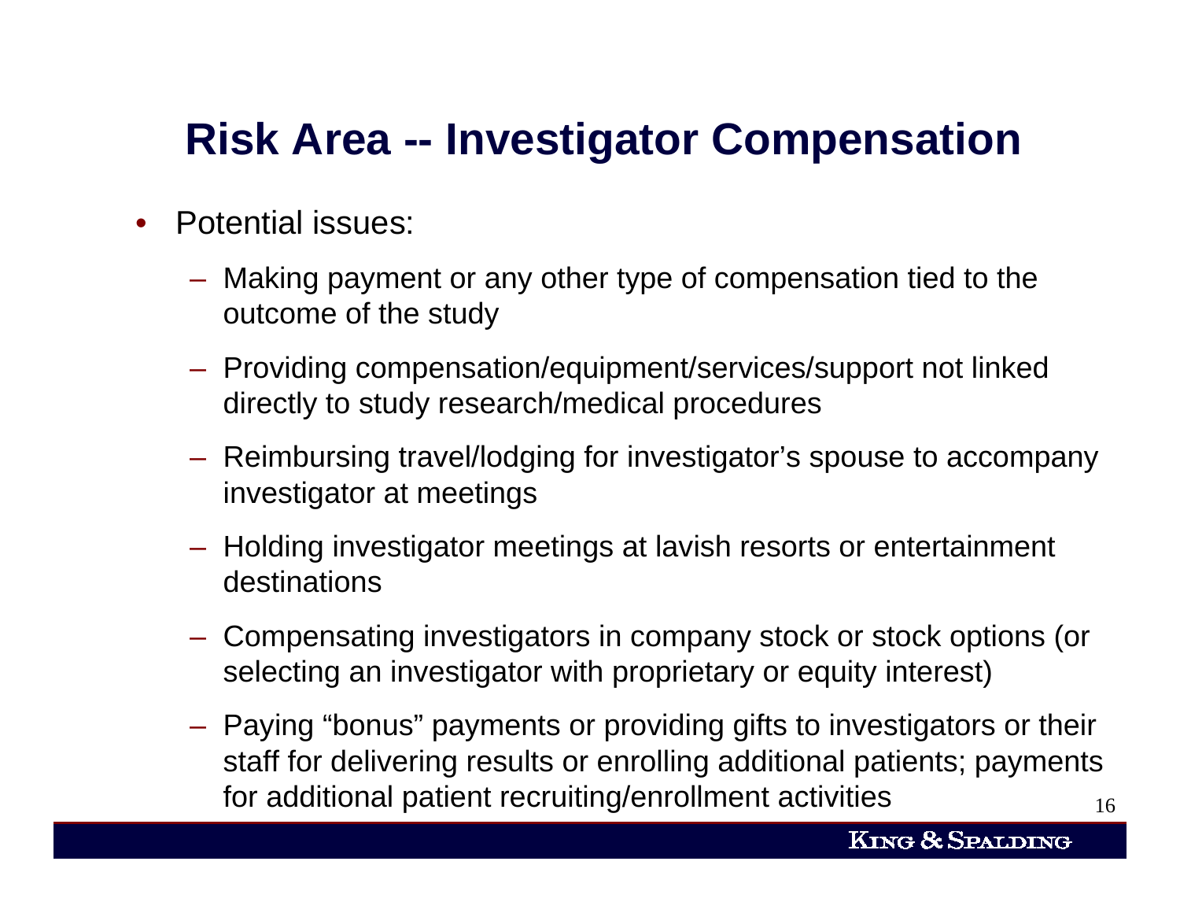# Risk Area -- Investigator Compensation

- Potential issues:
  - Making payment or any other type of compensation tied to the outcome of the study
  - Providing compensation/equipment/services/support not linked directly to study research/medical procedures
  - Reimbursing travel/lodging for investigator's spouse to accompany investigator at meetings
  - Holding investigator meetings at lavish resorts or entertainment destinations
  - Compensating investigators in company stock or stock options (or selecting an investigator with proprietary or equity interest)
  - Paying "bonus" payments or providing gifts to investigators or their staff for delivering results or enrolling additional patients; payments for additional patient recruiting/enrollment activities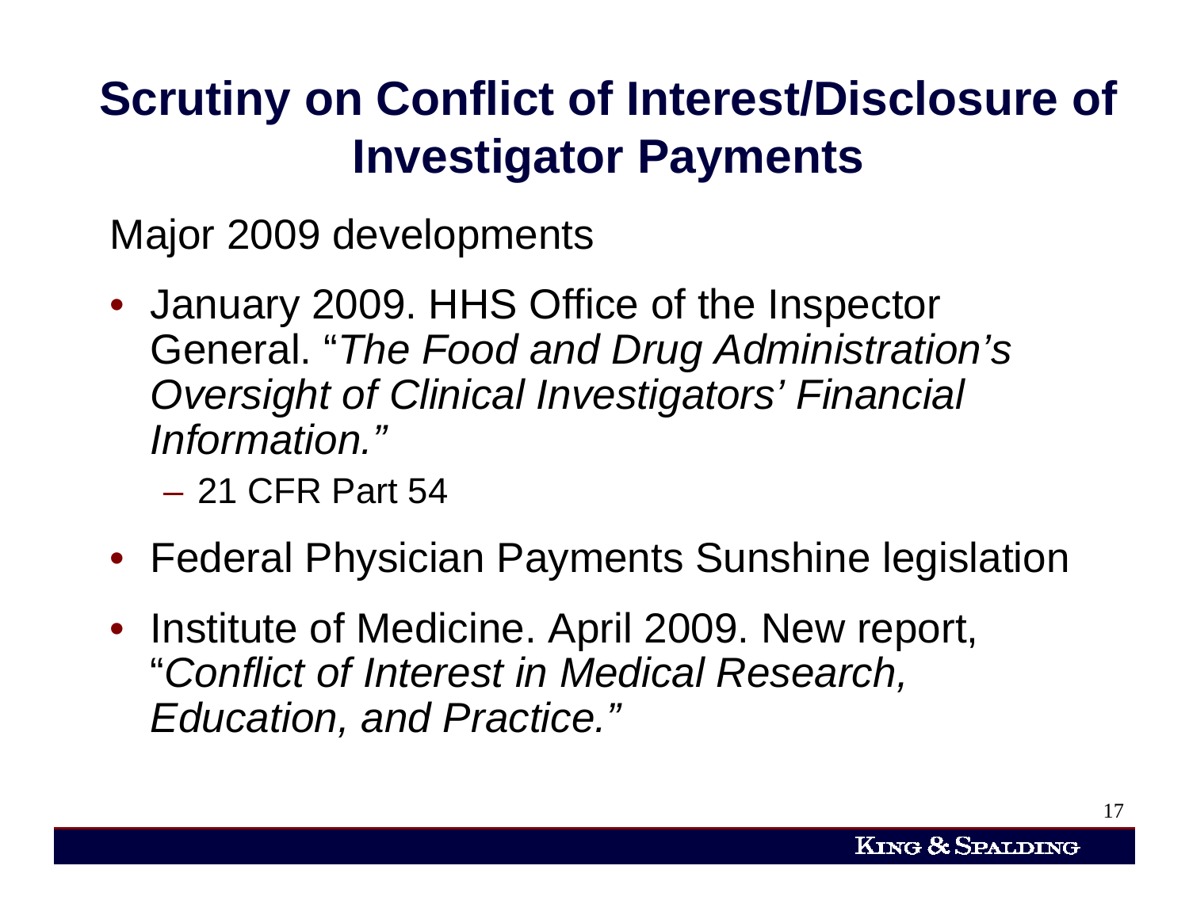# Scrutiny on Conflict of Interest/Disclosure of Investigator Payments

Major 2009 developments

- January 2009. HHS Office of the Inspector General. "*The Food and Drug Administration's Oversight of Clinical Investigators' Financial Information.*"
  - 21 CFR Part 54
- Federal Physician Payments Sunshine legislation
- Institute of Medicine. April 2009. New report, "*Conflict of Interest in Medical Research, Education, and Practice.*"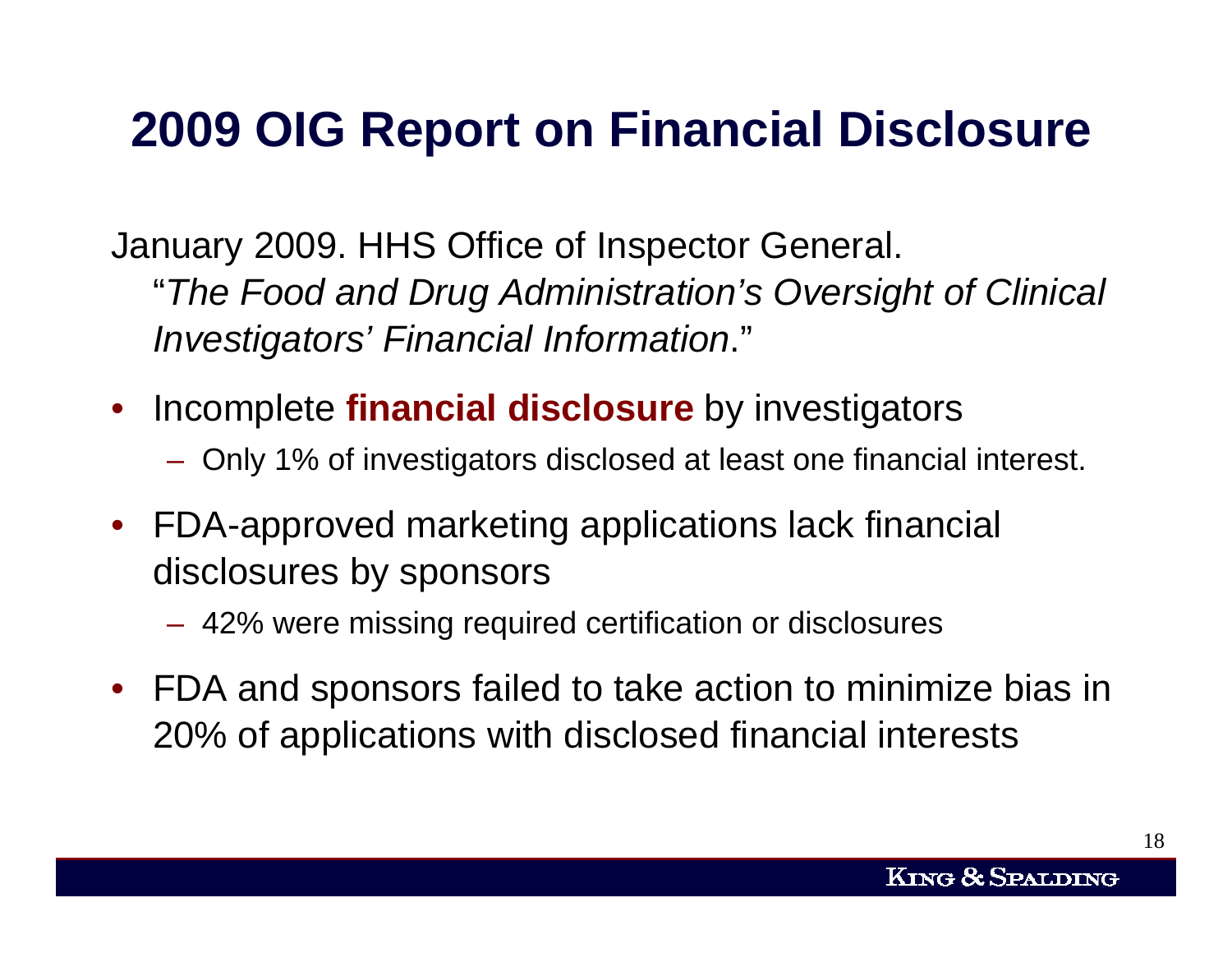# 2009 OIG Report on Financial Disclosure

January 2009. HHS Office of Inspector General.
"*The Food and Drug Administration's Oversight of Clinical Investigators' Financial Information*."

- Incomplete **financial disclosure** by investigators
  - Only 1% of investigators disclosed at least one financial interest.
- FDA-approved marketing applications lack financial disclosures by sponsors
  - 42% were missing required certification or disclosures
- FDA and sponsors failed to take action to minimize bias in 20% of applications with disclosed financial interests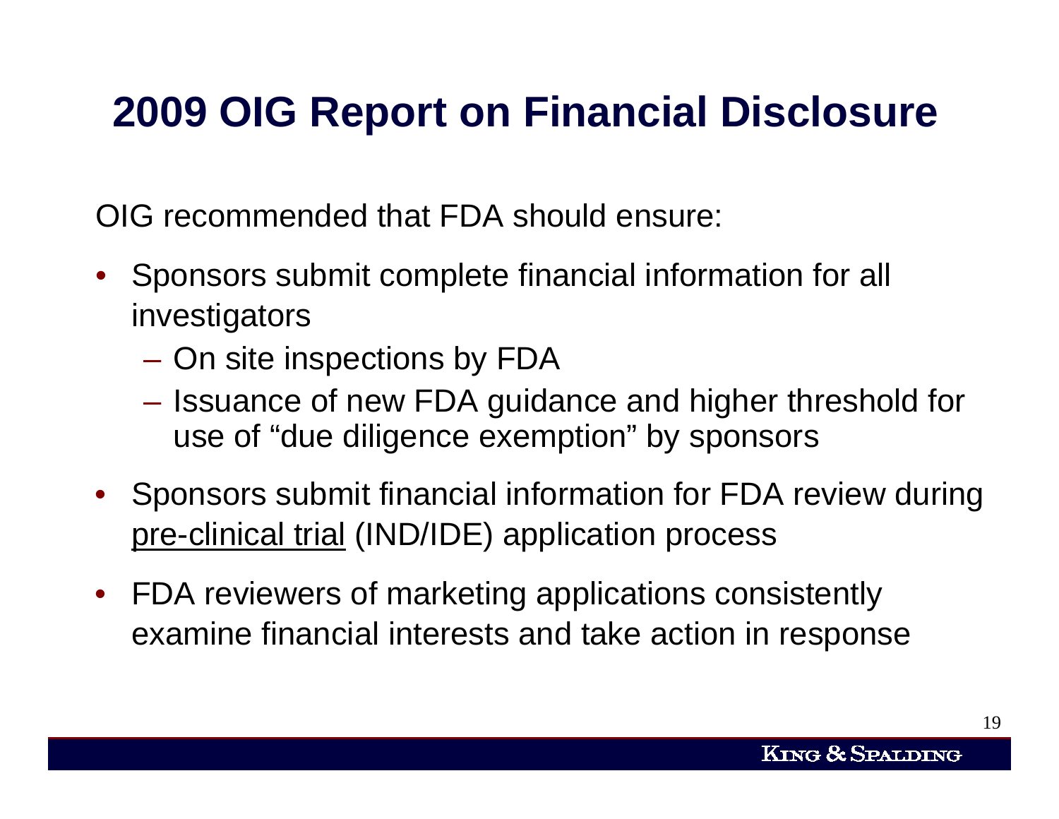# 2009 OIG Report on Financial Disclosure

OIG recommended that FDA should ensure:

- Sponsors submit complete financial information for all investigators
  - On site inspections by FDA
  - Issuance of new FDA guidance and higher threshold for use of "due diligence exemption" by sponsors
- Sponsors submit financial information for FDA review during <u>pre-clinical trial</u> (IND/IDE) application process
- FDA reviewers of marketing applications consistently examine financial interests and take action in response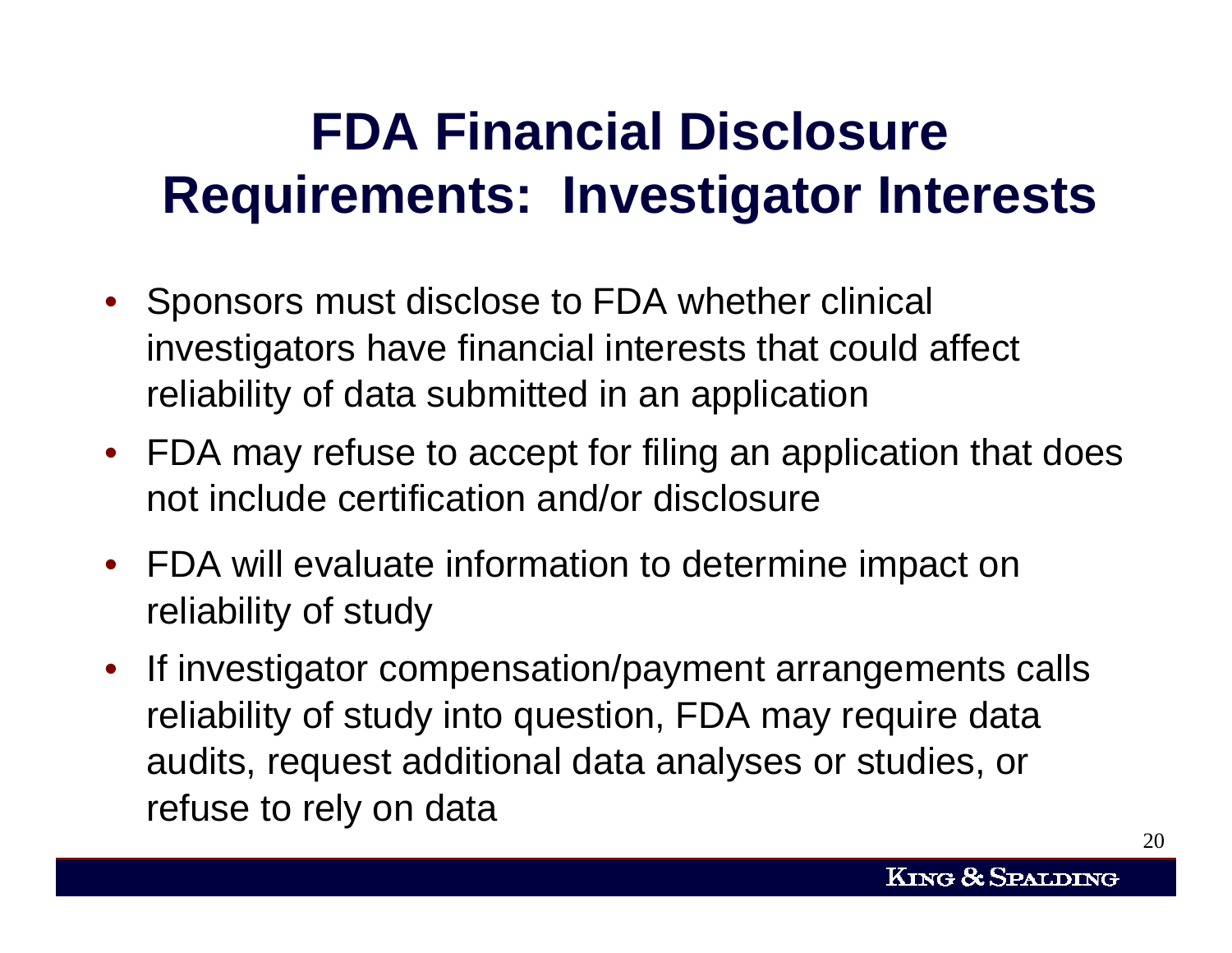# FDA Financial Disclosure Requirements: Investigator Interests

- Sponsors must disclose to FDA whether clinical investigators have financial interests that could affect reliability of data submitted in an application
- FDA may refuse to accept for filing an application that does not include certification and/or disclosure
- FDA will evaluate information to determine impact on reliability of study
- If investigator compensation/payment arrangements calls reliability of study into question, FDA may require data audits, request additional data analyses or studies, or refuse to rely on data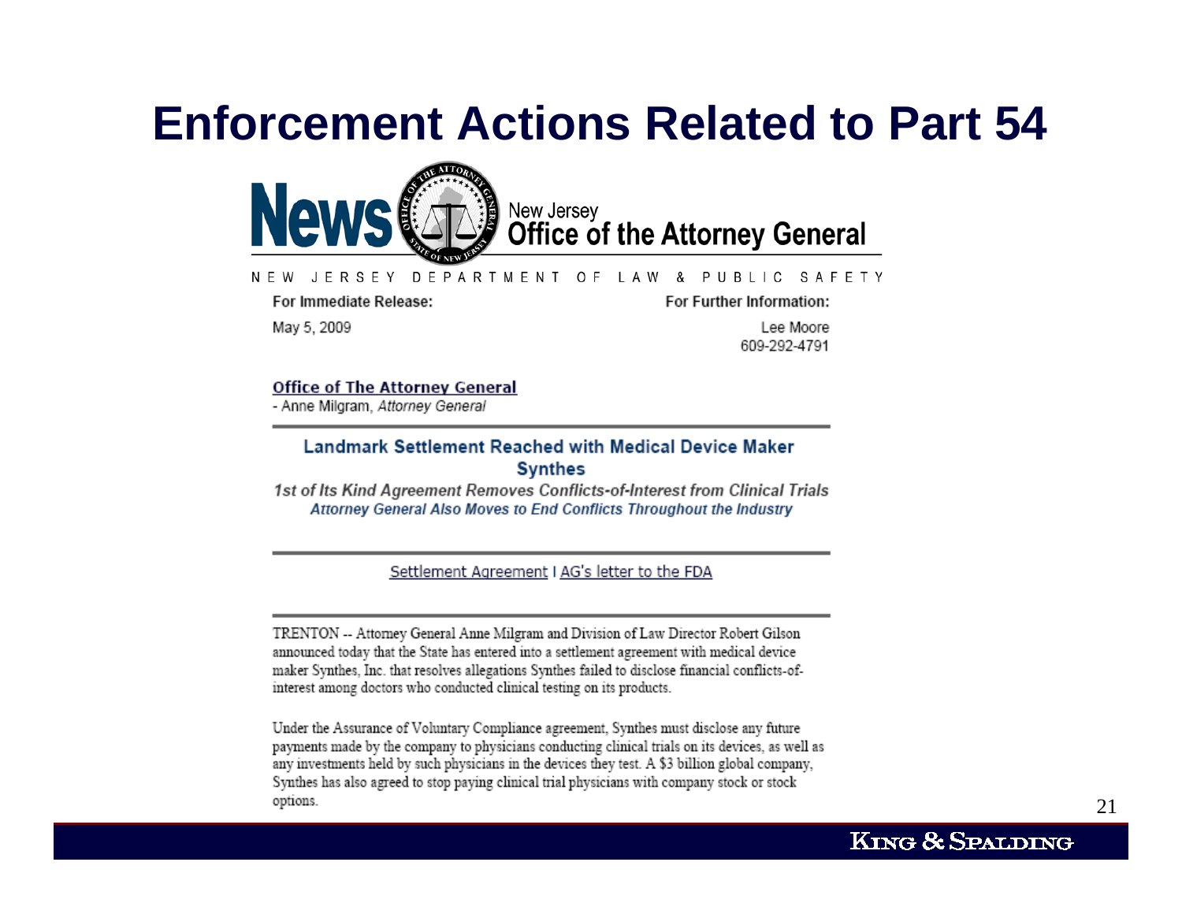# Enforcement Actions Related to Part 54

**News** New Jersey **Office of the Attorney General**

NEW JERSEY DEPARTMENT OF LAW & PUBLIC SAFETY

**For Immediate Release:**
May 5, 2009

**For Further Information:**
Lee Moore
609-292-4791

**Office of The Attorney General**
- Anne Milgram, *Attorney General*

**Landmark Settlement Reached with Medical Device Maker Synthes**

***1st of Its Kind Agreement Removes Conflicts-of-Interest from Clinical Trials***

***Attorney General Also Moves to End Conflicts Throughout the Industry***

Settlement Agreement | AG's letter to the FDA

TRENTON -- Attorney General Anne Milgram and Division of Law Director Robert Gilson announced today that the State has entered into a settlement agreement with medical device maker Synthes, Inc. that resolves allegations Synthes failed to disclose financial conflicts-of-interest among doctors who conducted clinical testing on its products.

Under the Assurance of Voluntary Compliance agreement, Synthes must disclose any future payments made by the company to physicians conducting clinical trials on its devices, as well as any investments held by such physicians in the devices they test. A $3 billion global company, Synthes has also agreed to stop paying clinical trial physicians with company stock or stock options.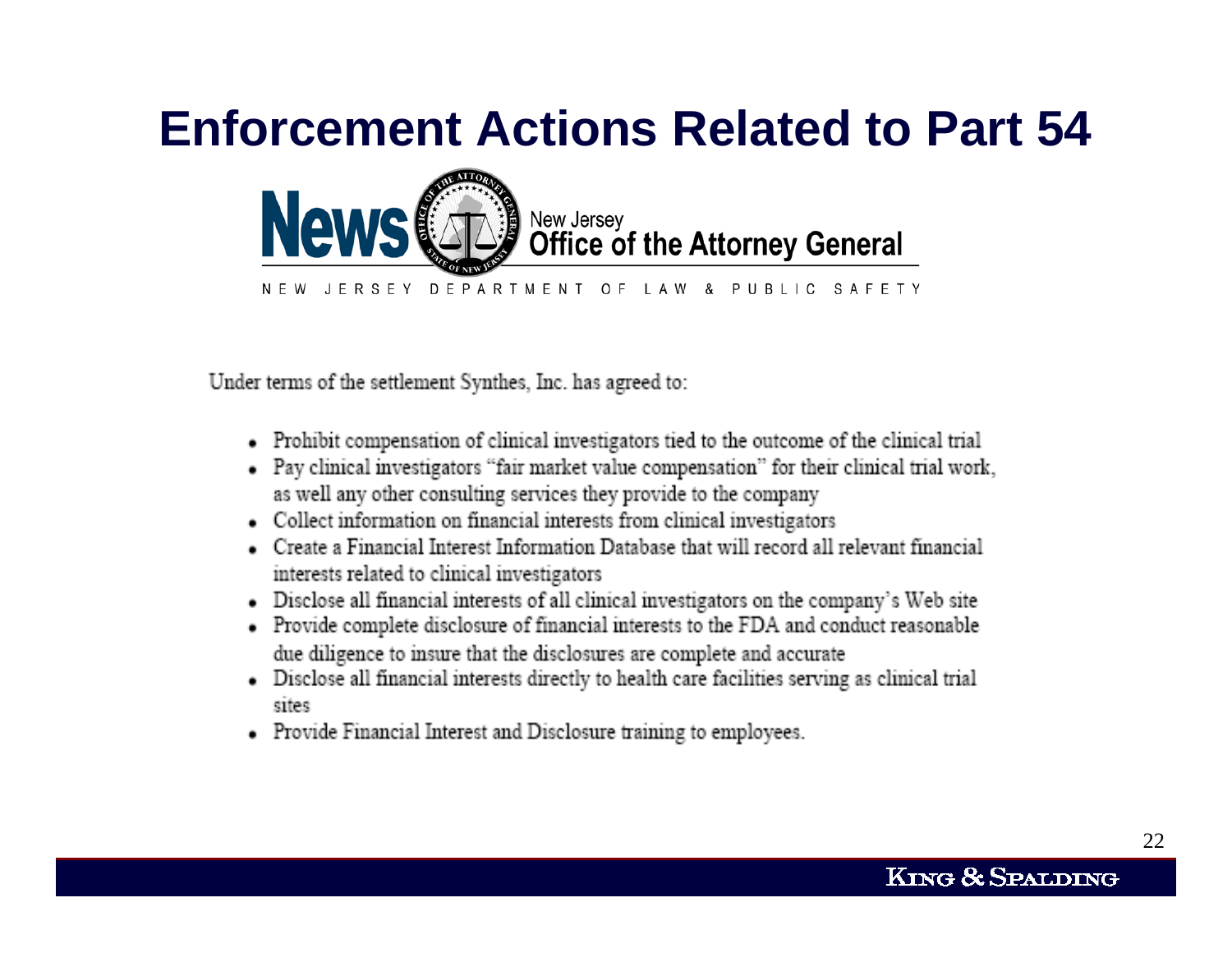# Enforcement Actions Related to Part 54

**News** New Jersey **Office of the Attorney General**

NEW JERSEY DEPARTMENT OF LAW & PUBLIC SAFETY

Under terms of the settlement Synthes, Inc. has agreed to:

- Prohibit compensation of clinical investigators tied to the outcome of the clinical trial
- Pay clinical investigators "fair market value compensation" for their clinical trial work, as well any other consulting services they provide to the company
- Collect information on financial interests from clinical investigators
- Create a Financial Interest Information Database that will record all relevant financial interests related to clinical investigators
- Disclose all financial interests of all clinical investigators on the company's Web site
- Provide complete disclosure of financial interests to the FDA and conduct reasonable due diligence to insure that the disclosures are complete and accurate
- Disclose all financial interests directly to health care facilities serving as clinical trial sites
- Provide Financial Interest and Disclosure training to employees.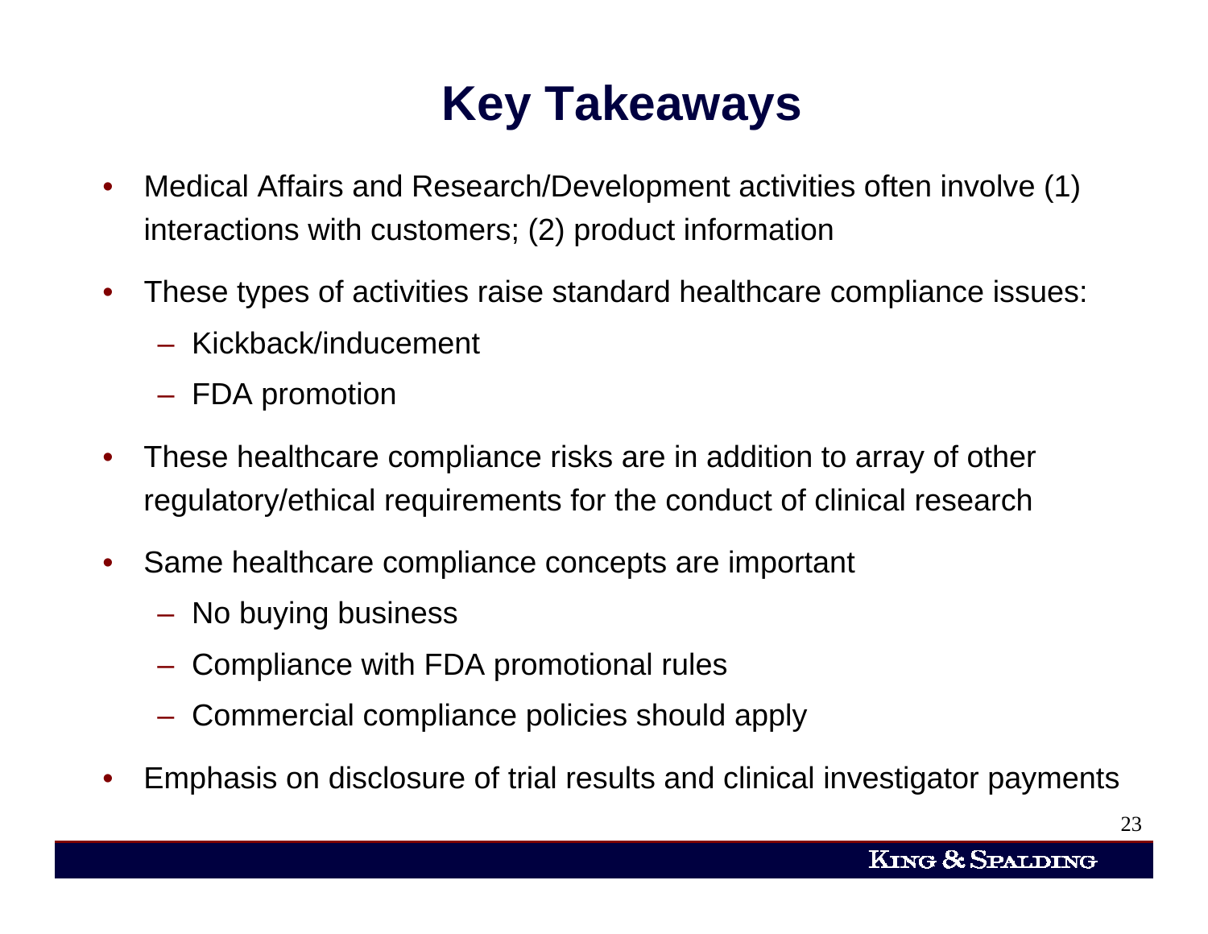# Key Takeaways

- Medical Affairs and Research/Development activities often involve (1) interactions with customers; (2) product information
- These types of activities raise standard healthcare compliance issues:
  - Kickback/inducement
  - FDA promotion
- These healthcare compliance risks are in addition to array of other regulatory/ethical requirements for the conduct of clinical research
- Same healthcare compliance concepts are important
  - No buying business
  - Compliance with FDA promotional rules
  - Commercial compliance policies should apply
- Emphasis on disclosure of trial results and clinical investigator payments